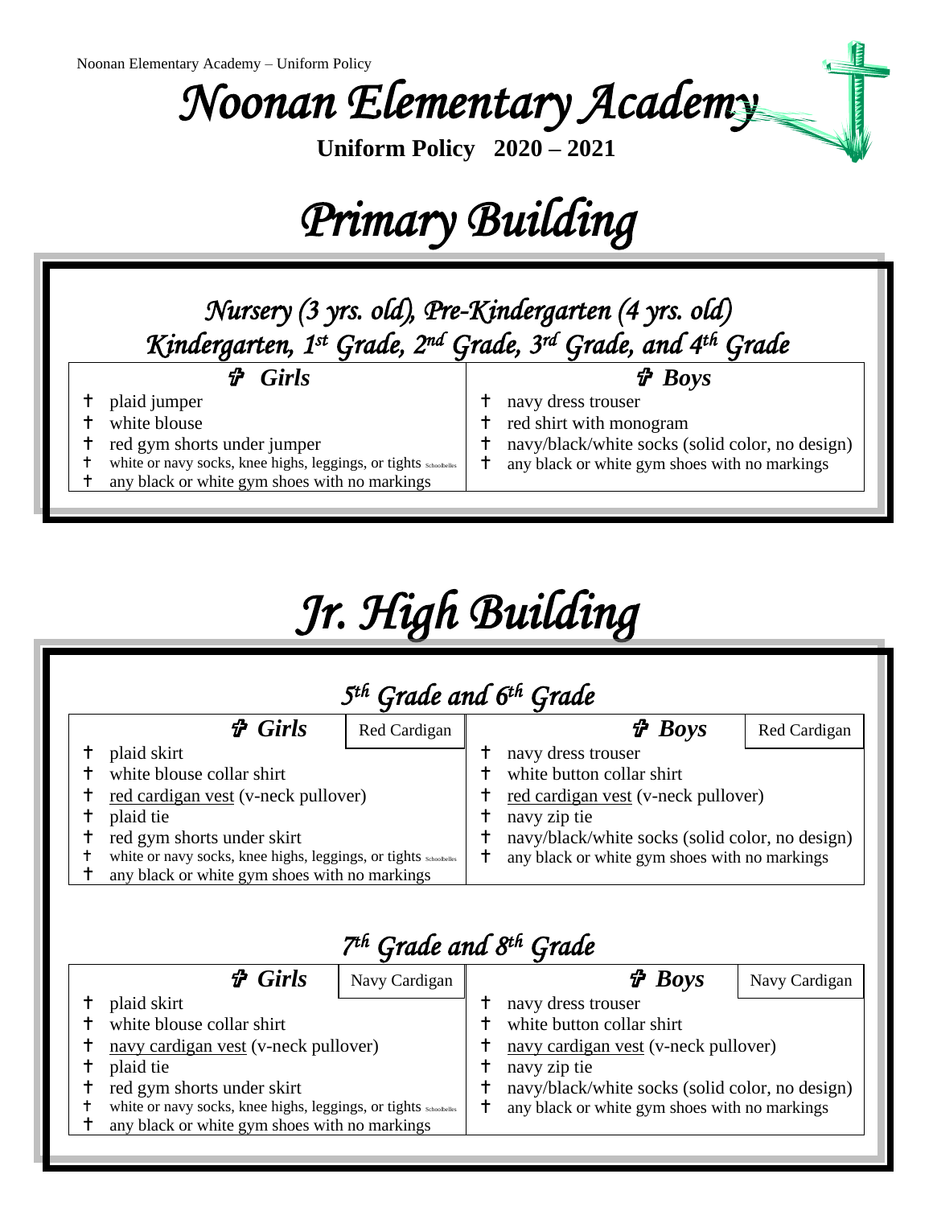# Noonan Elementary Academy

**Uniform Policy 2020 – 2021**

## Primary Building

### Nursery (3 yrs. old), Pre-Kindergarten (4 yrs. old) Kindergarten, 1st Grade, 2nd Grade, 3rd Grade, and 4th Grade

| ✞ Girls | ✞ Boys |
|---|---|
| † plaid jumper | † navy dress trouser |
| † white blouse | † red shirt with monogram |
| † red gym shorts under jumper | † navy/black/white socks (solid color, no design) |
| † white or navy socks, knee highs, leggings, or tights Schoolbelles | † any black or white gym shoes with no markings |
| † any black or white gym shoes with no markings | |

## Jr. High Building

### 5th Grade and 6th Grade

| ✞ Girls (Red Cardigan) | ✞ Boys (Red Cardigan) |
|---|---|
| † plaid skirt | † navy dress trouser |
| † white blouse collar shirt | † white button collar shirt |
| † red cardigan vest (v-neck pullover) | † red cardigan vest (v-neck pullover) |
| † plaid tie | † navy zip tie |
| † red gym shorts under skirt | † navy/black/white socks (solid color, no design) |
| † white or navy socks, knee highs, leggings, or tights Schoolbelles | † any black or white gym shoes with no markings |
| † any black or white gym shoes with no markings | |

### 7th Grade and 8th Grade

| ✞ Girls (Navy Cardigan) | ✞ Boys (Navy Cardigan) |
|---|---|
| † plaid skirt | † navy dress trouser |
| † white blouse collar shirt | † white button collar shirt |
| † navy cardigan vest (v-neck pullover) | † navy cardigan vest (v-neck pullover) |
| † plaid tie | † navy zip tie |
| † red gym shorts under skirt | † navy/black/white socks (solid color, no design) |
| † white or navy socks, knee highs, leggings, or tights Schoolbelles | † any black or white gym shoes with no markings |
| † any black or white gym shoes with no markings | |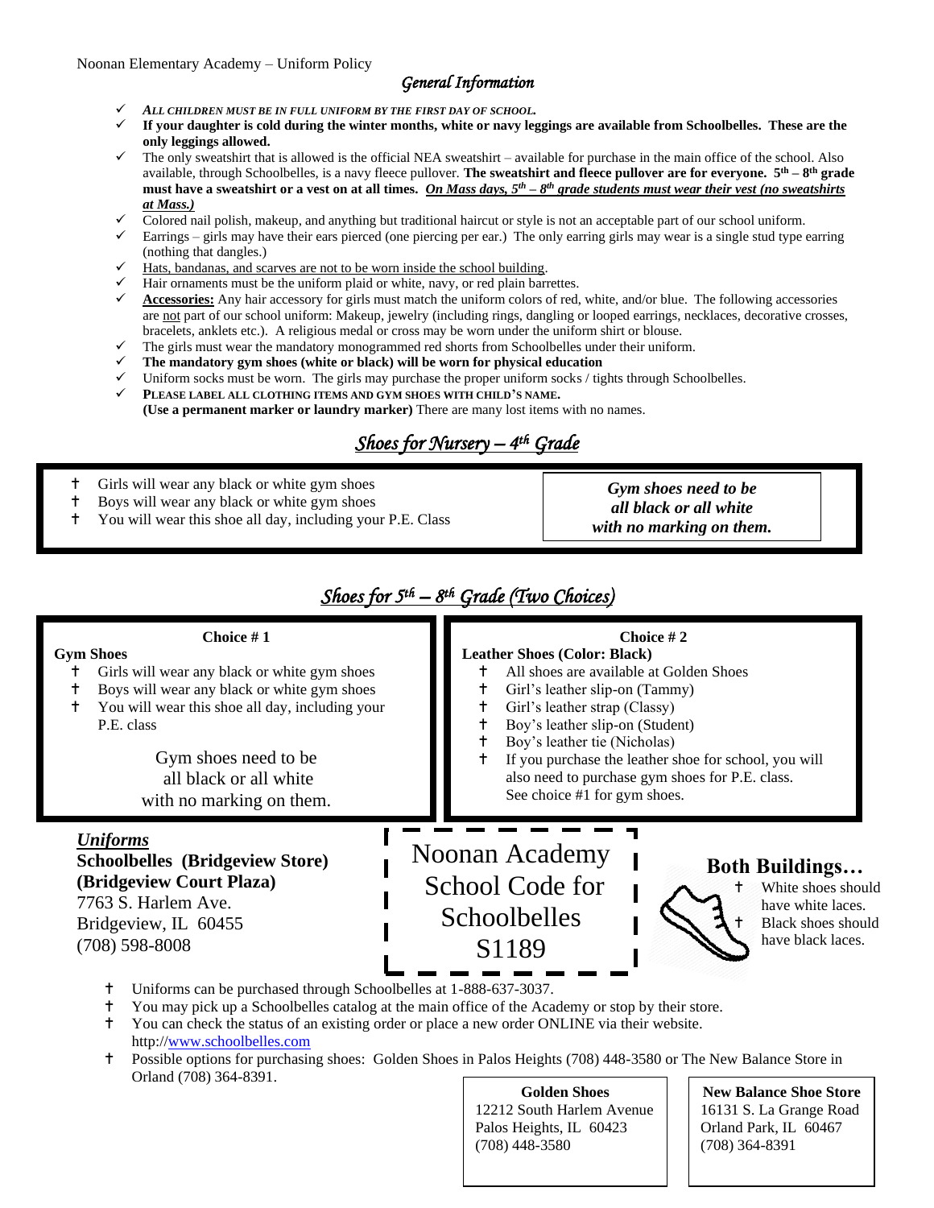Noonan Elementary Academy – Uniform Policy

## *General Information*

- ✓ ***ALL CHILDREN MUST BE IN FULL UNIFORM BY THE FIRST DAY OF SCHOOL.***
- ✓ **If your daughter is cold during the winter months, white or navy leggings are available from Schoolbelles. These are the only leggings allowed.**
- ✓ The only sweatshirt that is allowed is the official NEA sweatshirt – available for purchase in the main office of the school. Also available, through Schoolbelles, is a navy fleece pullover. **The sweatshirt and fleece pullover are for everyone. 5th – 8th grade must have a sweatshirt or a vest on at all times. *On Mass days, 5th – 8th grade students must wear their vest (no sweatshirts at Mass.)***
- ✓ Colored nail polish, makeup, and anything but traditional haircut or style is not an acceptable part of our school uniform.
- ✓ Earrings – girls may have their ears pierced (one piercing per ear.) The only earring girls may wear is a single stud type earring (nothing that dangles.)
- ✓ Hats, bandanas, and scarves are not to be worn inside the school building.
- ✓ Hair ornaments must be the uniform plaid or white, navy, or red plain barrettes.
- ✓ **Accessories:** Any hair accessory for girls must match the uniform colors of red, white, and/or blue. The following accessories are not part of our school uniform: Makeup, jewelry (including rings, dangling or looped earrings, necklaces, decorative crosses, bracelets, anklets etc.). A religious medal or cross may be worn under the uniform shirt or blouse.
- ✓ The girls must wear the mandatory monogrammed red shorts from Schoolbelles under their uniform.
- ✓ **The mandatory gym shoes (white or black) will be worn for physical education**
- ✓ Uniform socks must be worn. The girls may purchase the proper uniform socks / tights through Schoolbelles.
- ✓ **PLEASE LABEL ALL CLOTHING ITEMS AND GYM SHOES WITH CHILD'S NAME. (Use a permanent marker or laundry marker)** There are many lost items with no names.

## *Shoes for Nursery – 4th Grade*

- † Girls will wear any black or white gym shoes
- † Boys will wear any black or white gym shoes
- † You will wear this shoe all day, including your P.E. Class

***Gym shoes need to be all black or all white with no marking on them.***

## *Shoes for 5th – 8th Grade (Two Choices)*

**Choice # 1**

**Gym Shoes**

- † Girls will wear any black or white gym shoes
- † Boys will wear any black or white gym shoes
- † You will wear this shoe all day, including your P.E. class

Gym shoes need to be all black or all white with no marking on them.

**Choice # 2**

**Leather Shoes (Color: Black)**

- † All shoes are available at Golden Shoes
- † Girl's leather slip-on (Tammy)
- † Girl's leather strap (Classy)
- † Boy's leather slip-on (Student)
- † Boy's leather tie (Nicholas)
- † If you purchase the leather shoe for school, you will also need to purchase gym shoes for P.E. class. See choice #1 for gym shoes.

***Uniforms***

**Schoolbelles (Bridgeview Store)**
**(Bridgeview Court Plaza)**
7763 S. Harlem Ave.
Bridgeview, IL 60455
(708) 598-8008

Noonan Academy School Code for Schoolbelles S1189

**Both Buildings…**

- † White shoes should have white laces.
- † Black shoes should have black laces.

- † Uniforms can be purchased through Schoolbelles at 1-888-637-3037.
- † You may pick up a Schoolbelles catalog at the main office of the Academy or stop by their store.
- † You can check the status of an existing order or place a new order ONLINE via their website. http://www.schoolbelles.com
- † Possible options for purchasing shoes: Golden Shoes in Palos Heights (708) 448-3580 or The New Balance Store in Orland (708) 364-8391.

**Golden Shoes**
12212 South Harlem Avenue
Palos Heights, IL 60423
(708) 448-3580

**New Balance Shoe Store**
16131 S. La Grange Road
Orland Park, IL 60467
(708) 364-8391